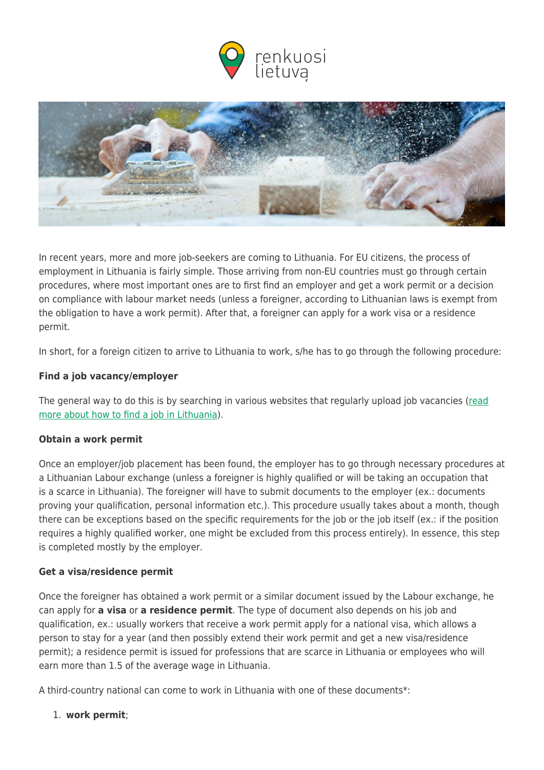In recent years, more and more job-seekers are coming to Lithuania. For EU citizens, the process of employment in Lithuania is fairly simple. Those arriving from non-EU countries must go through certain procedures, where most important ones are to first find an employer and get a work permit or a decision on compliance with labour market needs (unless a foreigner, according to Lithuanian laws is exempt from the obligation to have a work permit). After that, a foreigner can apply for a work visa or a residence permit.

In short, for a foreign citizen to arrive to Lithuania to work, s/he has to go through the following procedure:

**Find a job vacancy/employer**

The general way to do this is by searching in various websites that regularly upload job vacancies ([read more about how to find a job in Lithuania]()).

**Obtain a work permit**

Once an employer/job placement has been found, the employer has to go through necessary procedures at a Lithuanian Labour exchange (unless a foreigner is highly qualified or will be taking an occupation that is a scarce in Lithuania). The foreigner will have to submit documents to the employer (ex.: documents proving your qualification, personal information etc.). This procedure usually takes about a month, though there can be exceptions based on the specific requirements for the job or the job itself (ex.: if the position requires a highly qualified worker, one might be excluded from this process entirely). In essence, this step is completed mostly by the employer.

**Get a visa/residence permit**

Once the foreigner has obtained a work permit or a similar document issued by the Labour exchange, he can apply for **a visa** or **a residence permit**. The type of document also depends on his job and qualification, ex.: usually workers that receive a work permit apply for a national visa, which allows a person to stay for a year (and then possibly extend their work permit and get a new visa/residence permit); a residence permit is issued for professions that are scarce in Lithuania or employees who will earn more than 1.5 of the average wage in Lithuania.

A third-country national can come to work in Lithuania with one of these documents*:

1. **work permit**;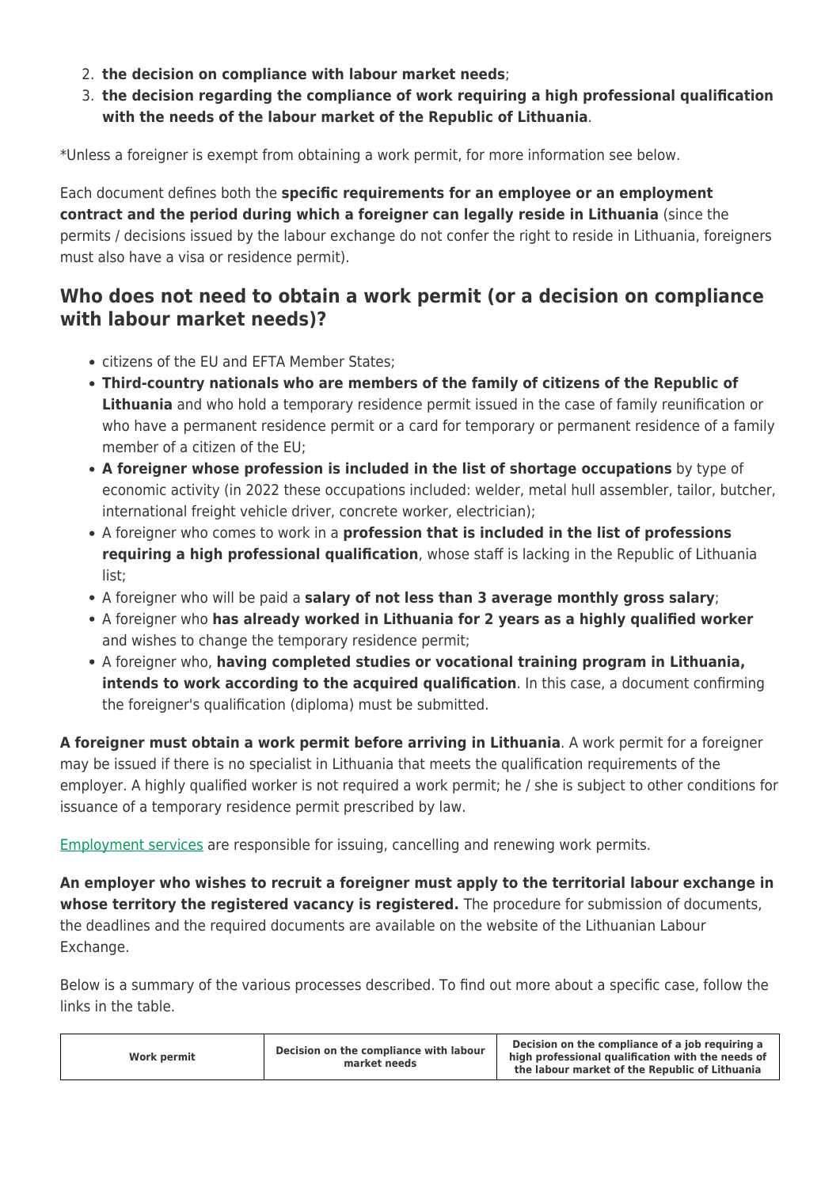2. **the decision on compliance with labour market needs**;
3. **the decision regarding the compliance of work requiring a high professional qualification with the needs of the labour market of the Republic of Lithuania**.

*Unless a foreigner is exempt from obtaining a work permit, for more information see below.

Each document defines both the **specific requirements for an employee or an employment contract and the period during which a foreigner can legally reside in Lithuania** (since the permits / decisions issued by the labour exchange do not confer the right to reside in Lithuania, foreigners must also have a visa or residence permit).

## Who does not need to obtain a work permit (or a decision on compliance with labour market needs)?

- citizens of the EU and EFTA Member States;
- **Third-country nationals who are members of the family of citizens of the Republic of Lithuania** and who hold a temporary residence permit issued in the case of family reunification or who have a permanent residence permit or a card for temporary or permanent residence of a family member of a citizen of the EU;
- **A foreigner whose profession is included in the list of shortage occupations** by type of economic activity (in 2022 these occupations included: welder, metal hull assembler, tailor, butcher, international freight vehicle driver, concrete worker, electrician);
- A foreigner who comes to work in a **profession that is included in the list of professions requiring a high professional qualification**, whose staff is lacking in the Republic of Lithuania list;
- A foreigner who will be paid a **salary of not less than 3 average monthly gross salary**;
- A foreigner who **has already worked in Lithuania for 2 years as a highly qualified worker** and wishes to change the temporary residence permit;
- A foreigner who, **having completed studies or vocational training program in Lithuania, intends to work according to the acquired qualification**. In this case, a document confirming the foreigner's qualification (diploma) must be submitted.

**A foreigner must obtain a work permit before arriving in Lithuania**. A work permit for a foreigner may be issued if there is no specialist in Lithuania that meets the qualification requirements of the employer. A highly qualified worker is not required a work permit; he / she is subject to other conditions for issuance of a temporary residence permit prescribed by law.

Employment services are responsible for issuing, cancelling and renewing work permits.

**An employer who wishes to recruit a foreigner must apply to the territorial labour exchange in whose territory the registered vacancy is registered.** The procedure for submission of documents, the deadlines and the required documents are available on the website of the Lithuanian Labour Exchange.

Below is a summary of the various processes described. To find out more about a specific case, follow the links in the table.

| Work permit | Decision on the compliance with labour market needs | Decision on the compliance of a job requiring a high professional qualification with the needs of the labour market of the Republic of Lithuania |
|---|---|---|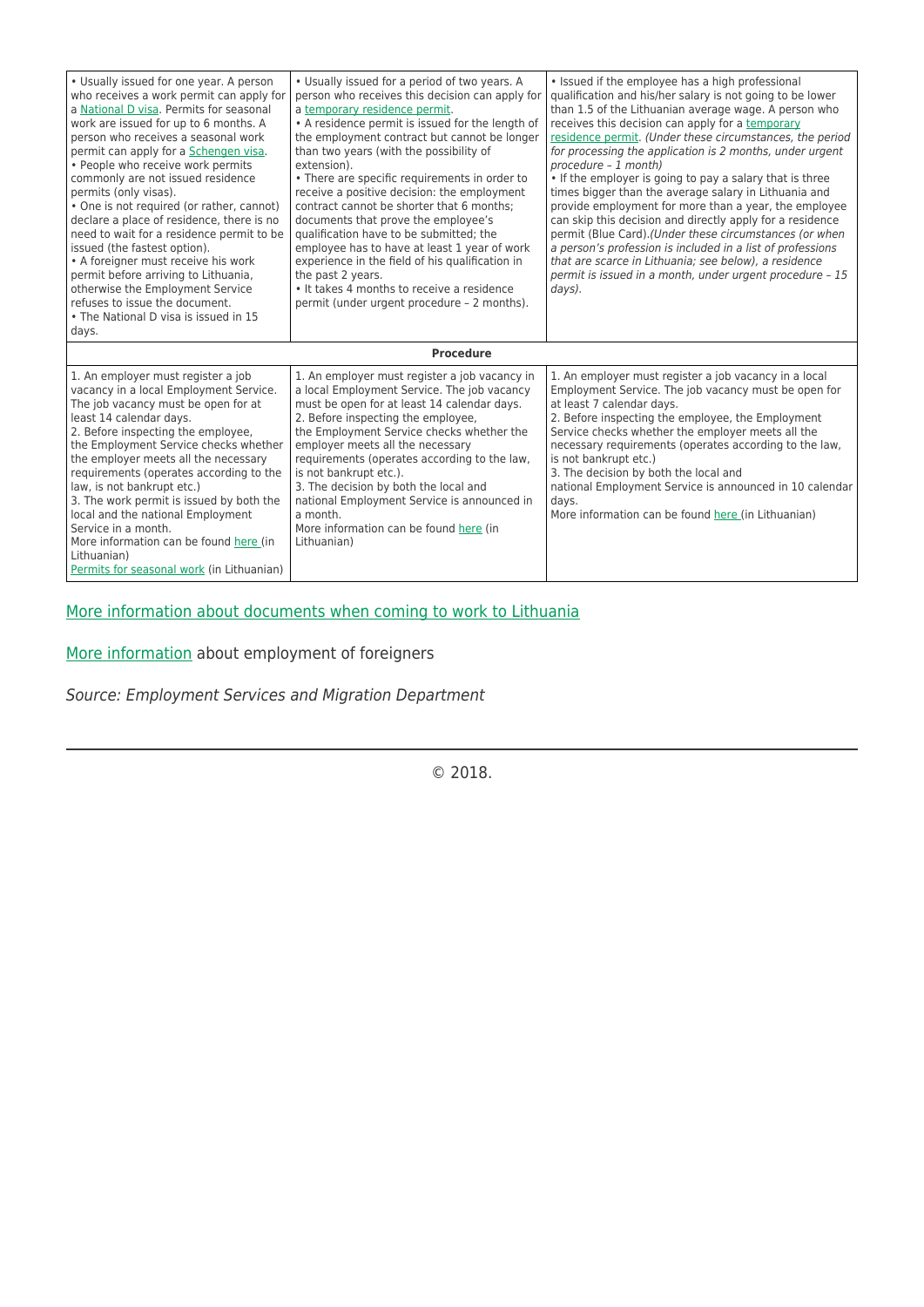| | | |
|---|---|---|
| • Usually issued for one year. A person who receives a work permit can apply for a National D visa. Permits for seasonal work are issued for up to 6 months. A person who receives a seasonal work permit can apply for a Schengen visa.<br>• People who receive work permits commonly are not issued residence permits (only visas).<br>• One is not required (or rather, cannot) declare a place of residence, there is no need to wait for a residence permit to be issued (the fastest option).<br>• A foreigner must receive his work permit before arriving to Lithuania, otherwise the Employment Service refuses to issue the document.<br>• The National D visa is issued in 15 days. | • Usually issued for a period of two years. A person who receives this decision can apply for a temporary residence permit.<br>• A residence permit is issued for the length of the employment contract but cannot be longer than two years (with the possibility of extension).<br>• There are specific requirements in order to receive a positive decision: the employment contract cannot be shorter that 6 months; documents that prove the employee's qualification have to be submitted; the employee has to have at least 1 year of work experience in the field of his qualification in the past 2 years.<br>• It takes 4 months to receive a residence permit (under urgent procedure – 2 months). | • Issued if the employee has a high professional qualification and his/her salary is not going to be lower than 1.5 of the Lithuanian average wage. A person who receives this decision can apply for a temporary residence permit. *(Under these circumstances, the period for processing the application is 2 months, under urgent procedure – 1 month)*<br>• If the employer is going to pay a salary that is three times bigger than the average salary in Lithuania and provide employment for more than a year, the employee can skip this decision and directly apply for a residence permit (Blue Card).*(Under these circumstances (or when a person's profession is included in a list of professions that are scarce in Lithuania; see below), a residence permit is issued in a month, under urgent procedure – 15 days).* |
| | **Procedure** | |
| 1. An employer must register a job vacancy in a local Employment Service. The job vacancy must be open for at least 14 calendar days.<br>2. Before inspecting the employee, the Employment Service checks whether the employer meets all the necessary requirements (operates according to the law, is not bankrupt etc.)<br>3. The work permit is issued by both the local and the national Employment Service in a month.<br>More information can be found here (in Lithuanian)<br>Permits for seasonal work (in Lithuanian) | 1. An employer must register a job vacancy in a local Employment Service. The job vacancy must be open for at least 14 calendar days.<br>2. Before inspecting the employee, the Employment Service checks whether the employer meets all the necessary requirements (operates according to the law, is not bankrupt etc.).<br>3. The decision by both the local and national Employment Service is announced in a month.<br>More information can be found here (in Lithuanian) | 1. An employer must register a job vacancy in a local Employment Service. The job vacancy must be open for at least 7 calendar days.<br>2. Before inspecting the employee, the Employment Service checks whether the employer meets all the necessary requirements (operates according to the law, is not bankrupt etc.)<br>3. The decision by both the local and national Employment Service is announced in 10 calendar days.<br>More information can be found here (in Lithuanian) |

More information about documents when coming to work to Lithuania

More information about employment of foreigners

*Source: Employment Services and Migration Department*

© 2018.